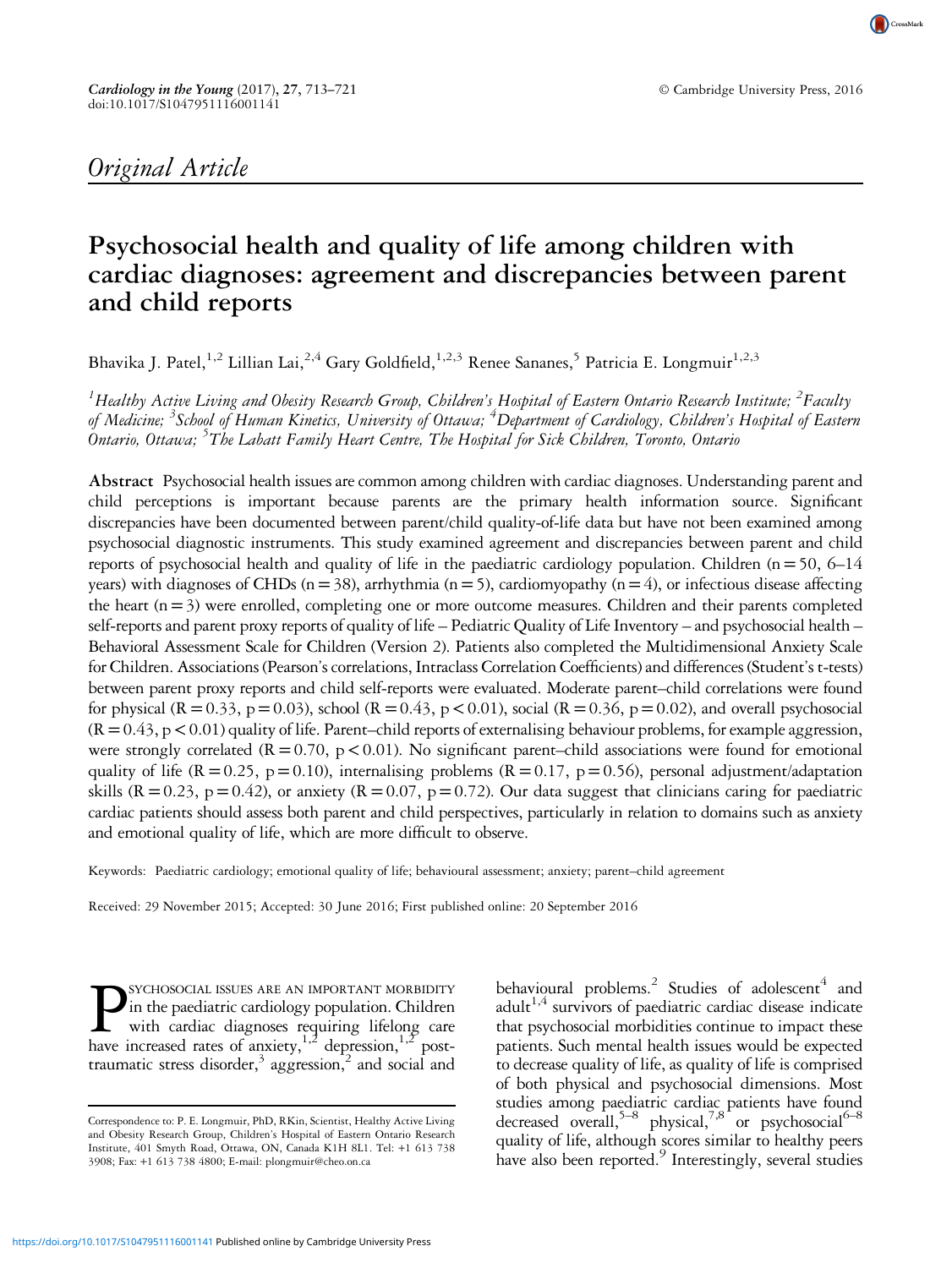*Original Article*

# Psychosocial health and quality of life among children with cardiac diagnoses: agreement and discrepancies between parent and child reports

Bhavika J. Patel,[1,2] Lillian Lai,[2,4] Gary Goldfield,[1,2,3] Renee Sananes,[5] Patricia E. Longmuir[1,2,3]

[1]*Healthy Active Living and Obesity Research Group, Children's Hospital of Eastern Ontario Research Institute;* [2]*Faculty of Medicine;* [3]*School of Human Kinetics, University of Ottawa;* [4]*Department of Cardiology, Children's Hospital of Eastern Ontario, Ottawa;* [5]*The Labatt Family Heart Centre, The Hospital for Sick Children, Toronto, Ontario*

**Abstract** Psychosocial health issues are common among children with cardiac diagnoses. Understanding parent and child perceptions is important because parents are the primary health information source. Significant discrepancies have been documented between parent/child quality-of-life data but have not been examined among psychosocial diagnostic instruments. This study examined agreement and discrepancies between parent and child reports of psychosocial health and quality of life in the paediatric cardiology population. Children (n = 50, 6–14 years) with diagnoses of CHDs (n = 38), arrhythmia (n = 5), cardiomyopathy (n = 4), or infectious disease affecting the heart (n = 3) were enrolled, completing one or more outcome measures. Children and their parents completed self-reports and parent proxy reports of quality of life – Pediatric Quality of Life Inventory – and psychosocial health – Behavioral Assessment Scale for Children (Version 2). Patients also completed the Multidimensional Anxiety Scale for Children. Associations (Pearson's correlations, Intraclass Correlation Coefficients) and differences (Student's t-tests) between parent proxy reports and child self-reports were evaluated. Moderate parent–child correlations were found for physical ($R = 0.33$, $p = 0.03$), school ($R = 0.43$, $p < 0.01$), social ($R = 0.36$, $p = 0.02$), and overall psychosocial ($R = 0.43$, $p < 0.01$) quality of life. Parent–child reports of externalising behaviour problems, for example aggression, were strongly correlated ($R = 0.70$, $p < 0.01$). No significant parent–child associations were found for emotional quality of life ($R = 0.25$, $p = 0.10$), internalising problems ($R = 0.17$, $p = 0.56$), personal adjustment/adaptation skills ($R = 0.23$, $p = 0.42$), or anxiety ($R = 0.07$, $p = 0.72$). Our data suggest that clinicians caring for paediatric cardiac patients should assess both parent and child perspectives, particularly in relation to domains such as anxiety and emotional quality of life, which are more difficult to observe.

Keywords: Paediatric cardiology; emotional quality of life; behavioural assessment; anxiety; parent–child agreement

Received: 29 November 2015; Accepted: 30 June 2016; First published online: 20 September 2016

PSYCHOSOCIAL ISSUES ARE AN IMPORTANT MORBIDITY in the paediatric cardiology population. Children with cardiac diagnoses requiring lifelong care have increased rates of anxiety,[1,2] depression,[1,2] post-traumatic stress disorder,[3] aggression,[2] and social and behavioural problems.[2] Studies of adolescent[4] and adult[1,4] survivors of paediatric cardiac disease indicate that psychosocial morbidities continue to impact these patients. Such mental health issues would be expected to decrease quality of life, as quality of life is comprised of both physical and psychosocial dimensions. Most studies among paediatric cardiac patients have found decreased overall,[5–8] physical,[7,8] or psychosocial[6–8] quality of life, although scores similar to healthy peers have also been reported.[9] Interestingly, several studies

Correspondence to: P. E. Longmuir, PhD, RKin, Scientist, Healthy Active Living and Obesity Research Group, Children's Hospital of Eastern Ontario Research Institute, 401 Smyth Road, Ottawa, ON, Canada K1H 8L1. Tel: +1 613 738 3908; Fax: +1 613 738 4800; E-mail: plongmuir@cheo.on.ca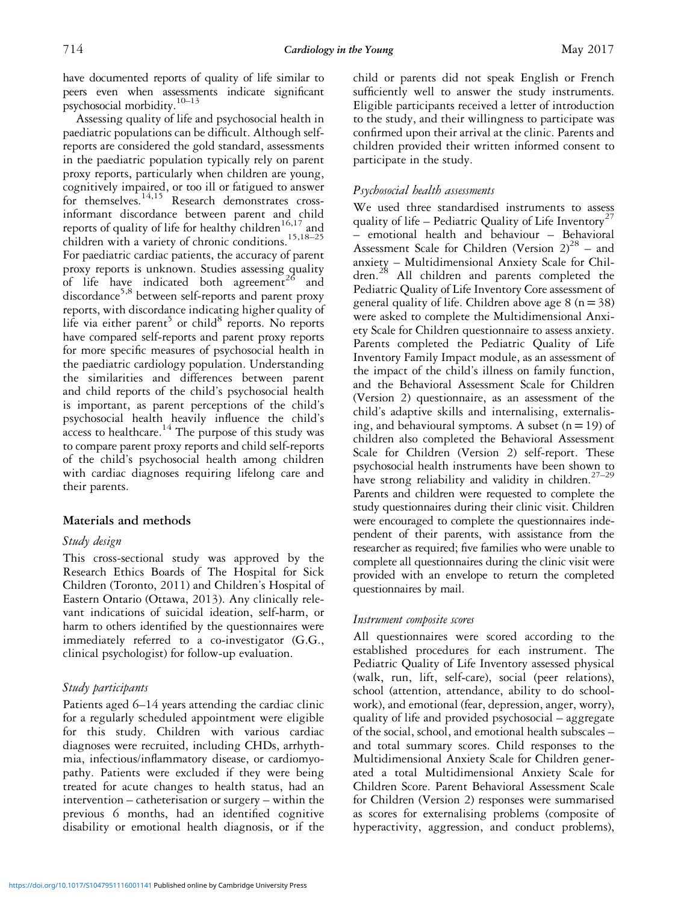have documented reports of quality of life similar to peers even when assessments indicate significant psychosocial morbidity.[10–13]

Assessing quality of life and psychosocial health in paediatric populations can be difficult. Although self-reports are considered the gold standard, assessments in the paediatric population typically rely on parent proxy reports, particularly when children are young, cognitively impaired, or too ill or fatigued to answer for themselves.[14,15] Research demonstrates cross-informant discordance between parent and child reports of quality of life for healthy children[16,17] and children with a variety of chronic conditions.[15,18–25] For paediatric cardiac patients, the accuracy of parent proxy reports is unknown. Studies assessing quality of life have indicated both agreement[26] and discordance[5,8] between self-reports and parent proxy reports, with discordance indicating higher quality of life via either parent[5] or child[8] reports. No reports have compared self-reports and parent proxy reports for more specific measures of psychosocial health in the paediatric cardiology population. Understanding the similarities and differences between parent and child reports of the child's psychosocial health is important, as parent perceptions of the child's psychosocial health heavily influence the child's access to healthcare.[14] The purpose of this study was to compare parent proxy reports and child self-reports of the child's psychosocial health among children with cardiac diagnoses requiring lifelong care and their parents.

## Materials and methods

### *Study design*

This cross-sectional study was approved by the Research Ethics Boards of The Hospital for Sick Children (Toronto, 2011) and Children's Hospital of Eastern Ontario (Ottawa, 2013). Any clinically relevant indications of suicidal ideation, self-harm, or harm to others identified by the questionnaires were immediately referred to a co-investigator (G.G., clinical psychologist) for follow-up evaluation.

### *Study participants*

Patients aged 6–14 years attending the cardiac clinic for a regularly scheduled appointment were eligible for this study. Children with various cardiac diagnoses were recruited, including CHDs, arrhythmia, infectious/inflammatory disease, or cardiomyopathy. Patients were excluded if they were being treated for acute changes to health status, had an intervention – catheterisation or surgery – within the previous 6 months, had an identified cognitive disability or emotional health diagnosis, or if the child or parents did not speak English or French sufficiently well to answer the study instruments. Eligible participants received a letter of introduction to the study, and their willingness to participate was confirmed upon their arrival at the clinic. Parents and children provided their written informed consent to participate in the study.

### *Psychosocial health assessments*

We used three standardised instruments to assess quality of life – Pediatric Quality of Life Inventory[27] – emotional health and behaviour – Behavioral Assessment Scale for Children (Version 2)[28] – and anxiety – Multidimensional Anxiety Scale for Children.[28] All children and parents completed the Pediatric Quality of Life Inventory Core assessment of general quality of life. Children above age 8 ($n = 38$) were asked to complete the Multidimensional Anxiety Scale for Children questionnaire to assess anxiety. Parents completed the Pediatric Quality of Life Inventory Family Impact module, as an assessment of the impact of the child's illness on family function, and the Behavioral Assessment Scale for Children (Version 2) questionnaire, as an assessment of the child's adaptive skills and internalising, externalising, and behavioural symptoms. A subset ($n = 19$) of children also completed the Behavioral Assessment Scale for Children (Version 2) self-report. These psychosocial health instruments have been shown to have strong reliability and validity in children.[27–29] Parents and children were requested to complete the study questionnaires during their clinic visit. Children were encouraged to complete the questionnaires independent of their parents, with assistance from the researcher as required; five families who were unable to complete all questionnaires during the clinic visit were provided with an envelope to return the completed questionnaires by mail.

### *Instrument composite scores*

All questionnaires were scored according to the established procedures for each instrument. The Pediatric Quality of Life Inventory assessed physical (walk, run, lift, self-care), social (peer relations), school (attention, attendance, ability to do schoolwork), and emotional (fear, depression, anger, worry), quality of life and provided psychosocial – aggregate of the social, school, and emotional health subscales – and total summary scores. Child responses to the Multidimensional Anxiety Scale for Children generated a total Multidimensional Anxiety Scale for Children Score. Parent Behavioral Assessment Scale for Children (Version 2) responses were summarised as scores for externalising problems (composite of hyperactivity, aggression, and conduct problems),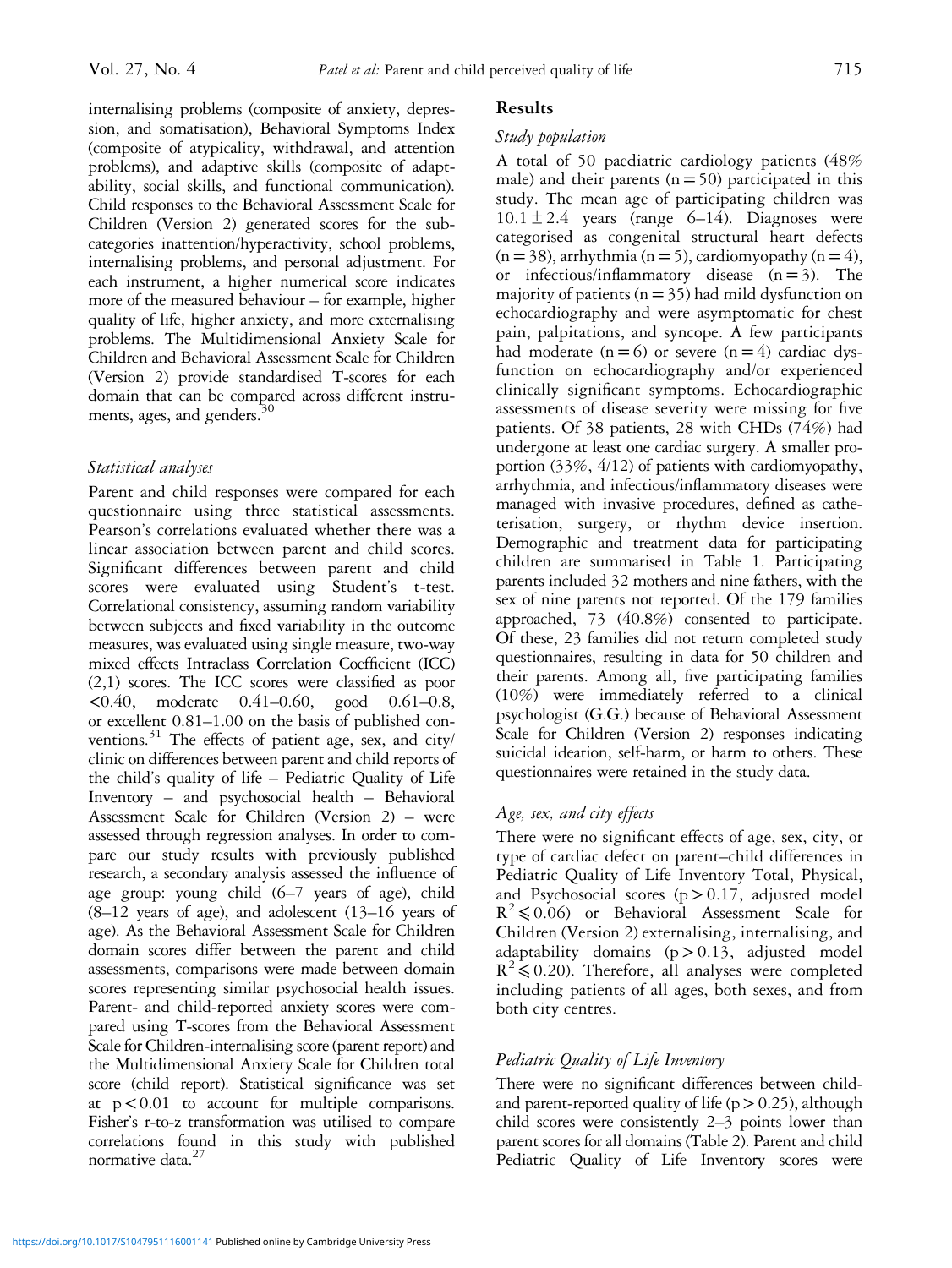internalising problems (composite of anxiety, depression, and somatisation), Behavioral Symptoms Index (composite of atypicality, withdrawal, and attention problems), and adaptive skills (composite of adaptability, social skills, and functional communication). Child responses to the Behavioral Assessment Scale for Children (Version 2) generated scores for the subcategories inattention/hyperactivity, school problems, internalising problems, and personal adjustment. For each instrument, a higher numerical score indicates more of the measured behaviour – for example, higher quality of life, higher anxiety, and more externalising problems. The Multidimensional Anxiety Scale for Children and Behavioral Assessment Scale for Children (Version 2) provide standardised T-scores for each domain that can be compared across different instruments, ages, and genders.[30]

### Statistical analyses

Parent and child responses were compared for each questionnaire using three statistical assessments. Pearson's correlations evaluated whether there was a linear association between parent and child scores. Significant differences between parent and child scores were evaluated using Student's t-test. Correlational consistency, assuming random variability between subjects and fixed variability in the outcome measures, was evaluated using single measure, two-way mixed effects Intraclass Correlation Coefficient (ICC) (2,1) scores. The ICC scores were classified as poor <0.40, moderate 0.41–0.60, good 0.61–0.8, or excellent 0.81–1.00 on the basis of published conventions.[31] The effects of patient age, sex, and city/clinic on differences between parent and child reports of the child's quality of life – Pediatric Quality of Life Inventory – and psychosocial health – Behavioral Assessment Scale for Children (Version 2) – were assessed through regression analyses. In order to compare our study results with previously published research, a secondary analysis assessed the influence of age group: young child (6–7 years of age), child (8–12 years of age), and adolescent (13–16 years of age). As the Behavioral Assessment Scale for Children domain scores differ between the parent and child assessments, comparisons were made between domain scores representing similar psychosocial health issues. Parent- and child-reported anxiety scores were compared using T-scores from the Behavioral Assessment Scale for Children-internalising score (parent report) and the Multidimensional Anxiety Scale for Children total score (child report). Statistical significance was set at $p < 0.01$ to account for multiple comparisons. Fisher's r-to-z transformation was utilised to compare correlations found in this study with published normative data.[27]

## Results

### Study population

A total of 50 paediatric cardiology patients (48% male) and their parents ($n = 50$) participated in this study. The mean age of participating children was $10.1 \pm 2.4$ years (range 6–14). Diagnoses were categorised as congenital structural heart defects ($n = 38$), arrhythmia ($n = 5$), cardiomyopathy ($n = 4$), or infectious/inflammatory disease ($n = 3$). The majority of patients ($n = 35$) had mild dysfunction on echocardiography and were asymptomatic for chest pain, palpitations, and syncope. A few participants had moderate ($n = 6$) or severe ($n = 4$) cardiac dysfunction on echocardiography and/or experienced clinically significant symptoms. Echocardiographic assessments of disease severity were missing for five patients. Of 38 patients, 28 with CHDs (74%) had undergone at least one cardiac surgery. A smaller proportion (33%, 4/12) of patients with cardiomyopathy, arrhythmia, and infectious/inflammatory diseases were managed with invasive procedures, defined as catheterisation, surgery, or rhythm device insertion. Demographic and treatment data for participating children are summarised in Table 1. Participating parents included 32 mothers and nine fathers, with the sex of nine parents not reported. Of the 179 families approached, 73 (40.8%) consented to participate. Of these, 23 families did not return completed study questionnaires, resulting in data for 50 children and their parents. Among all, five participating families (10%) were immediately referred to a clinical psychologist (G.G.) because of Behavioral Assessment Scale for Children (Version 2) responses indicating suicidal ideation, self-harm, or harm to others. These questionnaires were retained in the study data.

### Age, sex, and city effects

There were no significant effects of age, sex, city, or type of cardiac defect on parent–child differences in Pediatric Quality of Life Inventory Total, Physical, and Psychosocial scores ($p > 0.17$, adjusted model $R^2 \leqslant 0.06$) or Behavioral Assessment Scale for Children (Version 2) externalising, internalising, and adaptability domains ($p > 0.13$, adjusted model $R^2 \leqslant 0.20$). Therefore, all analyses were completed including patients of all ages, both sexes, and from both city centres.

### Pediatric Quality of Life Inventory

There were no significant differences between child- and parent-reported quality of life ($p > 0.25$), although child scores were consistently 2–3 points lower than parent scores for all domains (Table 2). Parent and child Pediatric Quality of Life Inventory scores were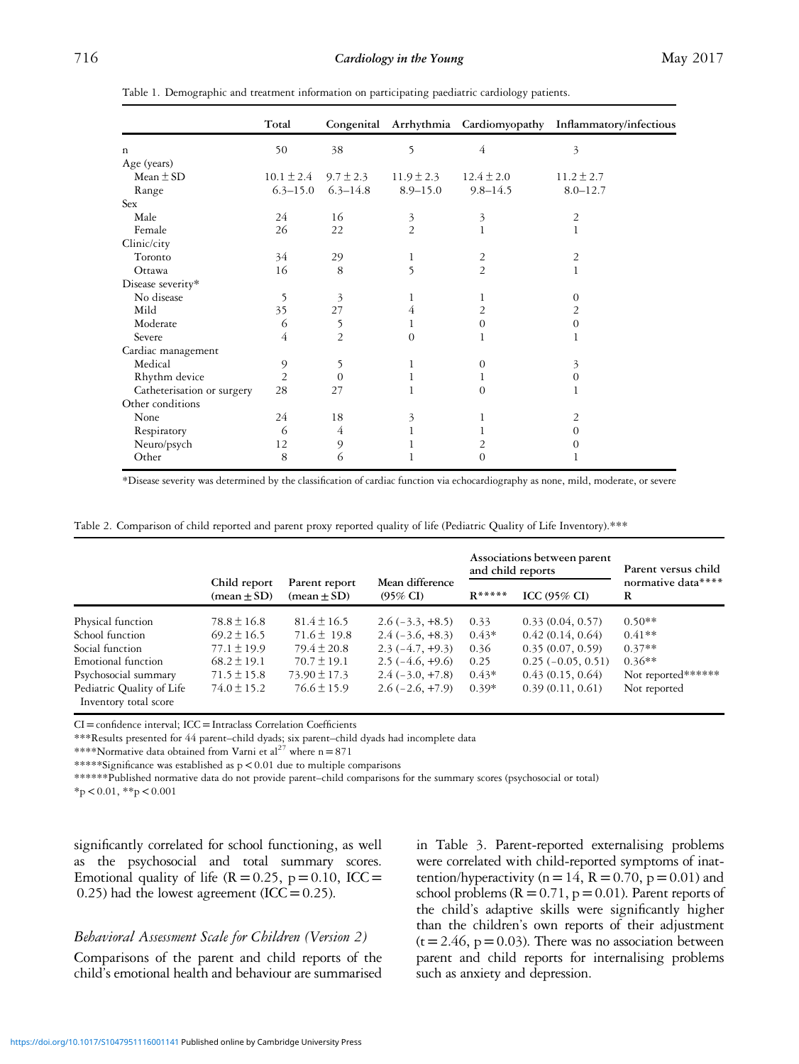Table 1. Demographic and treatment information on participating paediatric cardiology patients.

| | Total | Congenital | Arrhythmia | Cardiomyopathy | Inflammatory/infectious |
|---|---|---|---|---|---|
| n | 50 | 38 | 5 | 4 | 3 |
| Age (years) | | | | | |
| Mean ± SD | 10.1 ± 2.4 | 9.7 ± 2.3 | 11.9 ± 2.3 | 12.4 ± 2.0 | 11.2 ± 2.7 |
| Range | 6.3–15.0 | 6.3–14.8 | 8.9–15.0 | 9.8–14.5 | 8.0–12.7 |
| Sex | | | | | |
| Male | 24 | 16 | 3 | 3 | 2 |
| Female | 26 | 22 | 2 | 1 | 1 |
| Clinic/city | | | | | |
| Toronto | 34 | 29 | 1 | 2 | 2 |
| Ottawa | 16 | 8 | 5 | 2 | 1 |
| Disease severity* | | | | | |
| No disease | 5 | 3 | 1 | 1 | 0 |
| Mild | 35 | 27 | 4 | 2 | 2 |
| Moderate | 6 | 5 | 1 | 0 | 0 |
| Severe | 4 | 2 | 0 | 1 | 1 |
| Cardiac management | | | | | |
| Medical | 9 | 5 | 1 | 0 | 3 |
| Rhythm device | 2 | 0 | 1 | 1 | 0 |
| Catheterisation or surgery | 28 | 27 | 1 | 0 | 1 |
| Other conditions | | | | | |
| None | 24 | 18 | 3 | 1 | 2 |
| Respiratory | 6 | 4 | 1 | 1 | 0 |
| Neuro/psych | 12 | 9 | 1 | 2 | 0 |
| Other | 8 | 6 | 1 | 0 | 1 |

*Disease severity was determined by the classification of cardiac function via echocardiography as none, mild, moderate, or severe

Table 2. Comparison of child reported and parent proxy reported quality of life (Pediatric Quality of Life Inventory).***

| | Child report (mean ± SD) | Parent report (mean ± SD) | Mean difference (95% CI) | Associations between parent and child reports | | Parent versus child normative data**** |
|---|---|---|---|---|---|---|
| | | | | R***** | ICC (95% CI) | R |
| Physical function | 78.8 ± 16.8 | 81.4 ± 16.5 | 2.6 (−3.3, +8.5) | 0.33 | 0.33 (0.04, 0.57) | 0.50** |
| School function | 69.2 ± 16.5 | 71.6 ± 19.8 | 2.4 (−3.6, +8.3) | 0.43* | 0.42 (0.14, 0.64) | 0.41** |
| Social function | 77.1 ± 19.9 | 79.4 ± 20.8 | 2.3 (−4.7, +9.3) | 0.36 | 0.35 (0.07, 0.59) | 0.37** |
| Emotional function | 68.2 ± 19.1 | 70.7 ± 19.1 | 2.5 (−4.6, +9.6) | 0.25 | 0.25 (−0.05, 0.51) | 0.36** |
| Psychosocial summary | 71.5 ± 15.8 | 73.90 ± 17.3 | 2.4 (−3.0, +7.8) | 0.43* | 0.43 (0.15, 0.64) | Not reported****** |
| Pediatric Quality of Life Inventory total score | 74.0 ± 15.2 | 76.6 ± 15.9 | 2.6 (−2.6, +7.9) | 0.39* | 0.39 (0.11, 0.61) | Not reported |

CI = confidence interval; ICC = Intraclass Correlation Coefficients

***Results presented for 44 parent–child dyads; six parent–child dyads had incomplete data

****Normative data obtained from Varni et al[27] where n = 871

*****Significance was established as $p < 0.01$ due to multiple comparisons

******Published normative data do not provide parent–child comparisons for the summary scores (psychosocial or total)

*$p < 0.01$, **$p < 0.001$

significantly correlated for school functioning, as well as the psychosocial and total summary scores. Emotional quality of life ($R = 0.25$, $p = 0.10$, ICC = 0.25) had the lowest agreement (ICC = 0.25).

### *Behavioral Assessment Scale for Children (Version 2)*

Comparisons of the parent and child reports of the child's emotional health and behaviour are summarised in Table 3. Parent-reported externalising problems were correlated with child-reported symptoms of inattention/hyperactivity ($n = 14$, $R = 0.70$, $p = 0.01$) and school problems ($R = 0.71$, $p = 0.01$). Parent reports of the child's adaptive skills were significantly higher than the children's own reports of their adjustment ($t = 2.46$, $p = 0.03$). There was no association between parent and child reports for internalising problems such as anxiety and depression.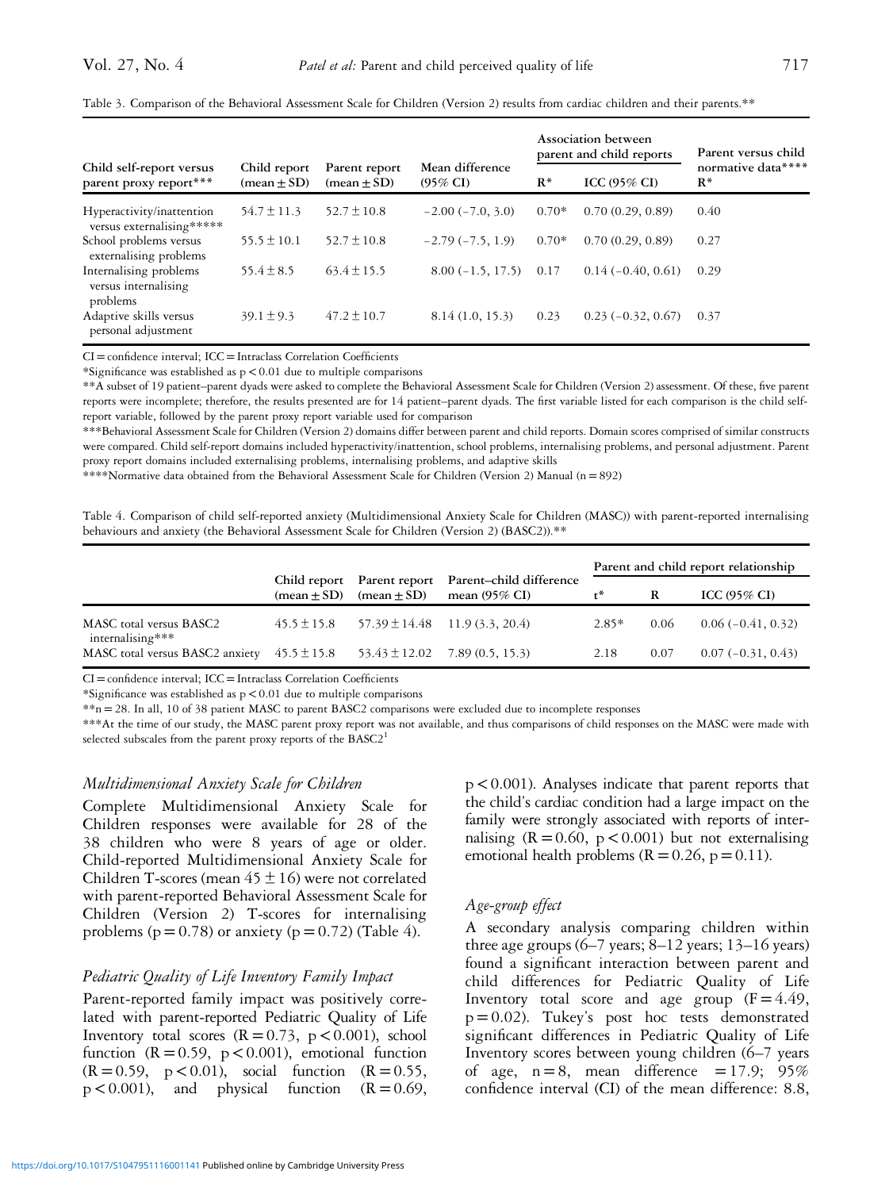Table 3. Comparison of the Behavioral Assessment Scale for Children (Version 2) results from cardiac children and their parents.**

| Child self-report versus parent proxy report*** | Child report (mean ± SD) | Parent report (mean ± SD) | Mean difference (95% CI) | Association between parent and child reports | | Parent versus child normative data**** |
|---|---|---|---|---|---|---|
| | | | | R* | ICC (95% CI) | R* |
| Hyperactivity/inattention versus externalising***** | 54.7 ± 11.3 | 52.7 ± 10.8 | −2.00 (−7.0, 3.0) | 0.70* | 0.70 (0.29, 0.89) | 0.40 |
| School problems versus externalising problems | 55.5 ± 10.1 | 52.7 ± 10.8 | −2.79 (−7.5, 1.9) | 0.70* | 0.70 (0.29, 0.89) | 0.27 |
| Internalising problems versus internalising problems | 55.4 ± 8.5 | 63.4 ± 15.5 | 8.00 (−1.5, 17.5) | 0.17 | 0.14 (−0.40, 0.61) | 0.29 |
| Adaptive skills versus personal adjustment | 39.1 ± 9.3 | 47.2 ± 10.7 | 8.14 (1.0, 15.3) | 0.23 | 0.23 (−0.32, 0.67) | 0.37 |

CI = confidence interval; ICC = Intraclass Correlation Coefficients

*Significance was established as p < 0.01 due to multiple comparisons

**A subset of 19 patient–parent dyads were asked to complete the Behavioral Assessment Scale for Children (Version 2) assessment. Of these, five parent reports were incomplete; therefore, the results presented are for 14 patient–parent dyads. The first variable listed for each comparison is the child self-report variable, followed by the parent proxy report variable used for comparison

***Behavioral Assessment Scale for Children (Version 2) domains differ between parent and child reports. Domain scores comprised of similar constructs were compared. Child self-report domains included hyperactivity/inattention, school problems, internalising problems, and personal adjustment. Parent proxy report domains included externalising problems, internalising problems, and adaptive skills

****Normative data obtained from the Behavioral Assessment Scale for Children (Version 2) Manual (n = 892)

Table 4. Comparison of child self-reported anxiety (Multidimensional Anxiety Scale for Children (MASC)) with parent-reported internalising behaviours and anxiety (the Behavioral Assessment Scale for Children (Version 2) (BASC2)).**

| | Child report (mean ± SD) | Parent report (mean ± SD) | Parent–child difference mean (95% CI) | Parent and child report relationship | | |
|---|---|---|---|---|---|---|
| | | | | t* | R | ICC (95% CI) |
| MASC total versus BASC2 internalising*** | 45.5 ± 15.8 | 57.39 ± 14.48 | 11.9 (3.3, 20.4) | 2.85* | 0.06 | 0.06 (−0.41, 0.32) |
| MASC total versus BASC2 anxiety | 45.5 ± 15.8 | 53.43 ± 12.02 | 7.89 (0.5, 15.3) | 2.18 | 0.07 | 0.07 (−0.31, 0.43) |

CI = confidence interval; ICC = Intraclass Correlation Coefficients

*Significance was established as p < 0.01 due to multiple comparisons

**n = 28. In all, 10 of 38 patient MASC to parent BASC2 comparisons were excluded due to incomplete responses

***At the time of our study, the MASC parent proxy report was not available, and thus comparisons of child responses on the MASC were made with selected subscales from the parent proxy reports of the BASC2[1]

### *Multidimensional Anxiety Scale for Children*

Complete Multidimensional Anxiety Scale for Children responses were available for 28 of the 38 children who were 8 years of age or older. Child-reported Multidimensional Anxiety Scale for Children T-scores (mean 45 ± 16) were not correlated with parent-reported Behavioral Assessment Scale for Children (Version 2) T-scores for internalising problems ($p = 0.78$) or anxiety ($p = 0.72$) (Table 4).

### *Pediatric Quality of Life Inventory Family Impact*

Parent-reported family impact was positively correlated with parent-reported Pediatric Quality of Life Inventory total scores ($R = 0.73$, $p < 0.001$), school function ($R = 0.59$, $p < 0.001$), emotional function ($R = 0.59$, $p < 0.01$), social function ($R = 0.55$, $p < 0.001$), and physical function ($R = 0.69$, $p < 0.001$). Analyses indicate that parent reports that the child's cardiac condition had a large impact on the family were strongly associated with reports of internalising ($R = 0.60$, $p < 0.001$) but not externalising emotional health problems ($R = 0.26$, $p = 0.11$).

### *Age-group effect*

A secondary analysis comparing children within three age groups (6–7 years; 8–12 years; 13–16 years) found a significant interaction between parent and child differences for Pediatric Quality of Life Inventory total score and age group ($F = 4.49$, $p = 0.02$). Tukey's post hoc tests demonstrated significant differences in Pediatric Quality of Life Inventory scores between young children (6–7 years of age, n = 8, mean difference = 17.9; 95% confidence interval (CI) of the mean difference: 8.8,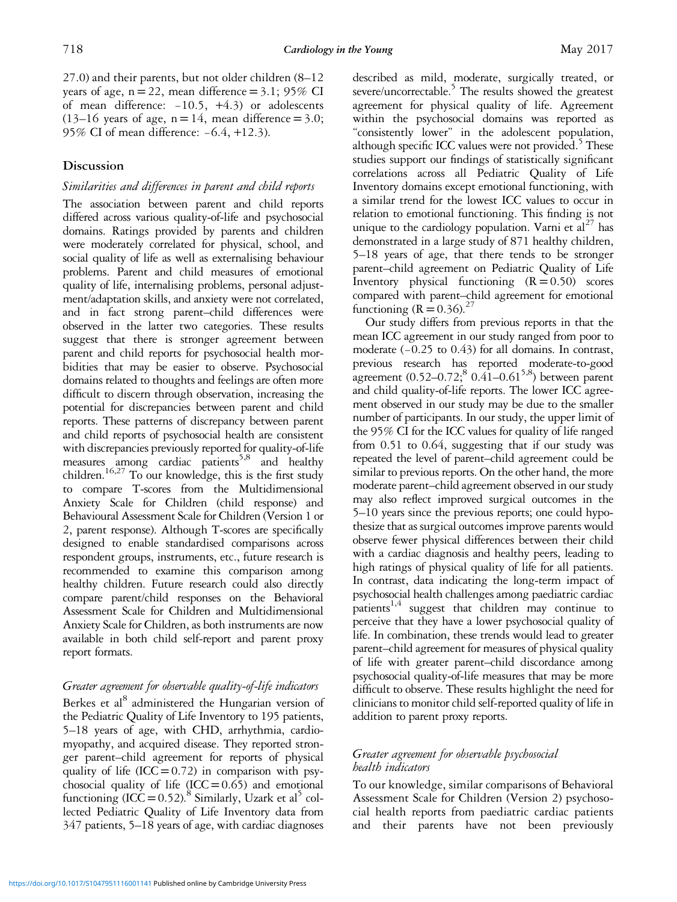27.0) and their parents, but not older children (8–12 years of age, n = 22, mean difference = 3.1; 95% CI of mean difference: −10.5, +4.3) or adolescents (13–16 years of age, n = 14, mean difference = 3.0; 95% CI of mean difference: −6.4, +12.3).

## Discussion

### *Similarities and differences in parent and child reports*

The association between parent and child reports differed across various quality-of-life and psychosocial domains. Ratings provided by parents and children were moderately correlated for physical, school, and social quality of life as well as externalising behaviour problems. Parent and child measures of emotional quality of life, internalising problems, personal adjustment/adaptation skills, and anxiety were not correlated, and in fact strong parent–child differences were observed in the latter two categories. These results suggest that there is stronger agreement between parent and child reports for psychosocial health morbidities that may be easier to observe. Psychosocial domains related to thoughts and feelings are often more difficult to discern through observation, increasing the potential for discrepancies between parent and child reports. These patterns of discrepancy between parent and child reports of psychosocial health are consistent with discrepancies previously reported for quality-of-life measures among cardiac patients[5,8] and healthy children.[16,27] To our knowledge, this is the first study to compare T-scores from the Multidimensional Anxiety Scale for Children (child response) and Behavioural Assessment Scale for Children (Version 1 or 2, parent response). Although T-scores are specifically designed to enable standardised comparisons across respondent groups, instruments, etc., future research is recommended to examine this comparison among healthy children. Future research could also directly compare parent/child responses on the Behavioral Assessment Scale for Children and Multidimensional Anxiety Scale for Children, as both instruments are now available in both child self-report and parent proxy report formats.

### *Greater agreement for observable quality-of-life indicators*

Berkes et al[8] administered the Hungarian version of the Pediatric Quality of Life Inventory to 195 patients, 5–18 years of age, with CHD, arrhythmia, cardiomyopathy, and acquired disease. They reported stronger parent–child agreement for reports of physical quality of life (ICC = 0.72) in comparison with psychosocial quality of life (ICC = 0.65) and emotional functioning (ICC = 0.52).[8] Similarly, Uzark et al[5] collected Pediatric Quality of Life Inventory data from 347 patients, 5–18 years of age, with cardiac diagnoses described as mild, moderate, surgically treated, or severe/uncorrectable.[5] The results showed the greatest agreement for physical quality of life. Agreement within the psychosocial domains was reported as "consistently lower" in the adolescent population, although specific ICC values were not provided.[5] These studies support our findings of statistically significant correlations across all Pediatric Quality of Life Inventory domains except emotional functioning, with a similar trend for the lowest ICC values to occur in relation to emotional functioning. This finding is not unique to the cardiology population. Varni et al[27] has demonstrated in a large study of 871 healthy children, 5–18 years of age, that there tends to be stronger parent–child agreement on Pediatric Quality of Life Inventory physical functioning (R = 0.50) scores compared with parent–child agreement for emotional functioning (R = 0.36).[27]

Our study differs from previous reports in that the mean ICC agreement in our study ranged from poor to moderate (−0.25 to 0.43) for all domains. In contrast, previous research has reported moderate-to-good agreement (0.52–0.72;[8] 0.41–0.61[5,8]) between parent and child quality-of-life reports. The lower ICC agreement observed in our study may be due to the smaller number of participants. In our study, the upper limit of the 95% CI for the ICC values for quality of life ranged from 0.51 to 0.64, suggesting that if our study was repeated the level of parent–child agreement could be similar to previous reports. On the other hand, the more moderate parent–child agreement observed in our study may also reflect improved surgical outcomes in the 5–10 years since the previous reports; one could hypothesize that as surgical outcomes improve parents would observe fewer physical differences between their child with a cardiac diagnosis and healthy peers, leading to high ratings of physical quality of life for all patients. In contrast, data indicating the long-term impact of psychosocial health challenges among paediatric cardiac patients[1,4] suggest that children may continue to perceive that they have a lower psychosocial quality of life. In combination, these trends would lead to greater parent–child agreement for measures of physical quality of life with greater parent–child discordance among psychosocial quality-of-life measures that may be more difficult to observe. These results highlight the need for clinicians to monitor child self-reported quality of life in addition to parent proxy reports.

### *Greater agreement for observable psychosocial health indicators*

To our knowledge, similar comparisons of Behavioral Assessment Scale for Children (Version 2) psychosocial health reports from paediatric cardiac patients and their parents have not been previously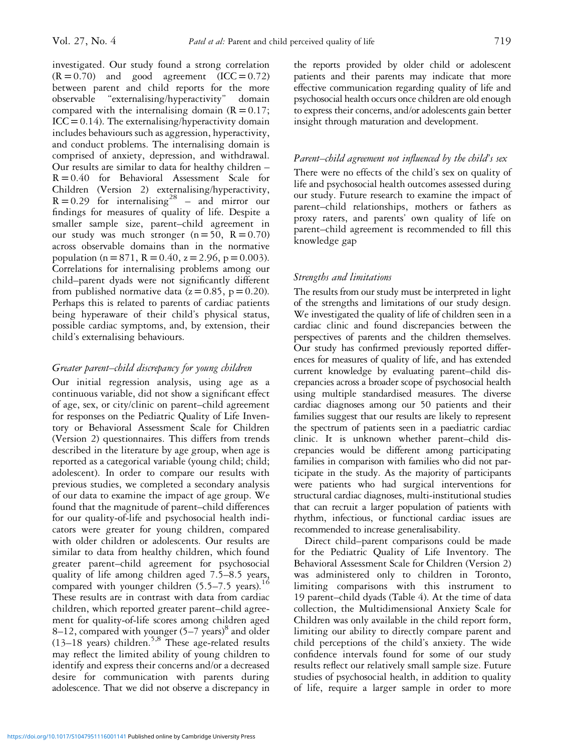investigated. Our study found a strong correlation ($R = 0.70$) and good agreement ($ICC = 0.72$) between parent and child reports for the more observable "externalising/hyperactivity" domain compared with the internalising domain ($R = 0.17$; $ICC = 0.14$). The externalising/hyperactivity domain includes behaviours such as aggression, hyperactivity, and conduct problems. The internalising domain is comprised of anxiety, depression, and withdrawal. Our results are similar to data for healthy children – $R = 0.40$ for Behavioral Assessment Scale for Children (Version 2) externalising/hyperactivity, $R = 0.29$ for internalising[28] – and mirror our findings for measures of quality of life. Despite a smaller sample size, parent–child agreement in our study was much stronger ($n = 50$, $R = 0.70$) across observable domains than in the normative population ($n = 871$, $R = 0.40$, $z = 2.96$, $p = 0.003$). Correlations for internalising problems among our child–parent dyads were not significantly different from published normative data ($z = 0.85$, $p = 0.20$). Perhaps this is related to parents of cardiac patients being hyperaware of their child's physical status, possible cardiac symptoms, and, by extension, their child's externalising behaviours.

### *Greater parent–child discrepancy for young children*

Our initial regression analysis, using age as a continuous variable, did not show a significant effect of age, sex, or city/clinic on parent–child agreement for responses on the Pediatric Quality of Life Inventory or Behavioral Assessment Scale for Children (Version 2) questionnaires. This differs from trends described in the literature by age group, when age is reported as a categorical variable (young child; child; adolescent). In order to compare our results with previous studies, we completed a secondary analysis of our data to examine the impact of age group. We found that the magnitude of parent–child differences for our quality-of-life and psychosocial health indicators were greater for young children, compared with older children or adolescents. Our results are similar to data from healthy children, which found greater parent–child agreement for psychosocial quality of life among children aged 7.5–8.5 years, compared with younger children (5.5–7.5 years).[16] These results are in contrast with data from cardiac children, which reported greater parent–child agreement for quality-of-life scores among children aged 8–12, compared with younger (5–7 years)[8] and older (13–18 years) children.[5,8] These age-related results may reflect the limited ability of young children to identify and express their concerns and/or a decreased desire for communication with parents during adolescence. That we did not observe a discrepancy in the reports provided by older child or adolescent patients and their parents may indicate that more effective communication regarding quality of life and psychosocial health occurs once children are old enough to express their concerns, and/or adolescents gain better insight through maturation and development.

### *Parent–child agreement not influenced by the child's sex*

There were no effects of the child's sex on quality of life and psychosocial health outcomes assessed during our study. Future research to examine the impact of parent–child relationships, mothers or fathers as proxy raters, and parents' own quality of life on parent–child agreement is recommended to fill this knowledge gap

### *Strengths and limitations*

The results from our study must be interpreted in light of the strengths and limitations of our study design. We investigated the quality of life of children seen in a cardiac clinic and found discrepancies between the perspectives of parents and the children themselves. Our study has confirmed previously reported differences for measures of quality of life, and has extended current knowledge by evaluating parent–child discrepancies across a broader scope of psychosocial health using multiple standardised measures. The diverse cardiac diagnoses among our 50 patients and their families suggest that our results are likely to represent the spectrum of patients seen in a paediatric cardiac clinic. It is unknown whether parent–child discrepancies would be different among participating families in comparison with families who did not participate in the study. As the majority of participants were patients who had surgical interventions for structural cardiac diagnoses, multi-institutional studies that can recruit a larger population of patients with rhythm, infectious, or functional cardiac issues are recommended to increase generalisability.

Direct child–parent comparisons could be made for the Pediatric Quality of Life Inventory. The Behavioral Assessment Scale for Children (Version 2) was administered only to children in Toronto, limiting comparisons with this instrument to 19 parent–child dyads (Table 4). At the time of data collection, the Multidimensional Anxiety Scale for Children was only available in the child report form, limiting our ability to directly compare parent and child perceptions of the child's anxiety. The wide confidence intervals found for some of our study results reflect our relatively small sample size. Future studies of psychosocial health, in addition to quality of life, require a larger sample in order to more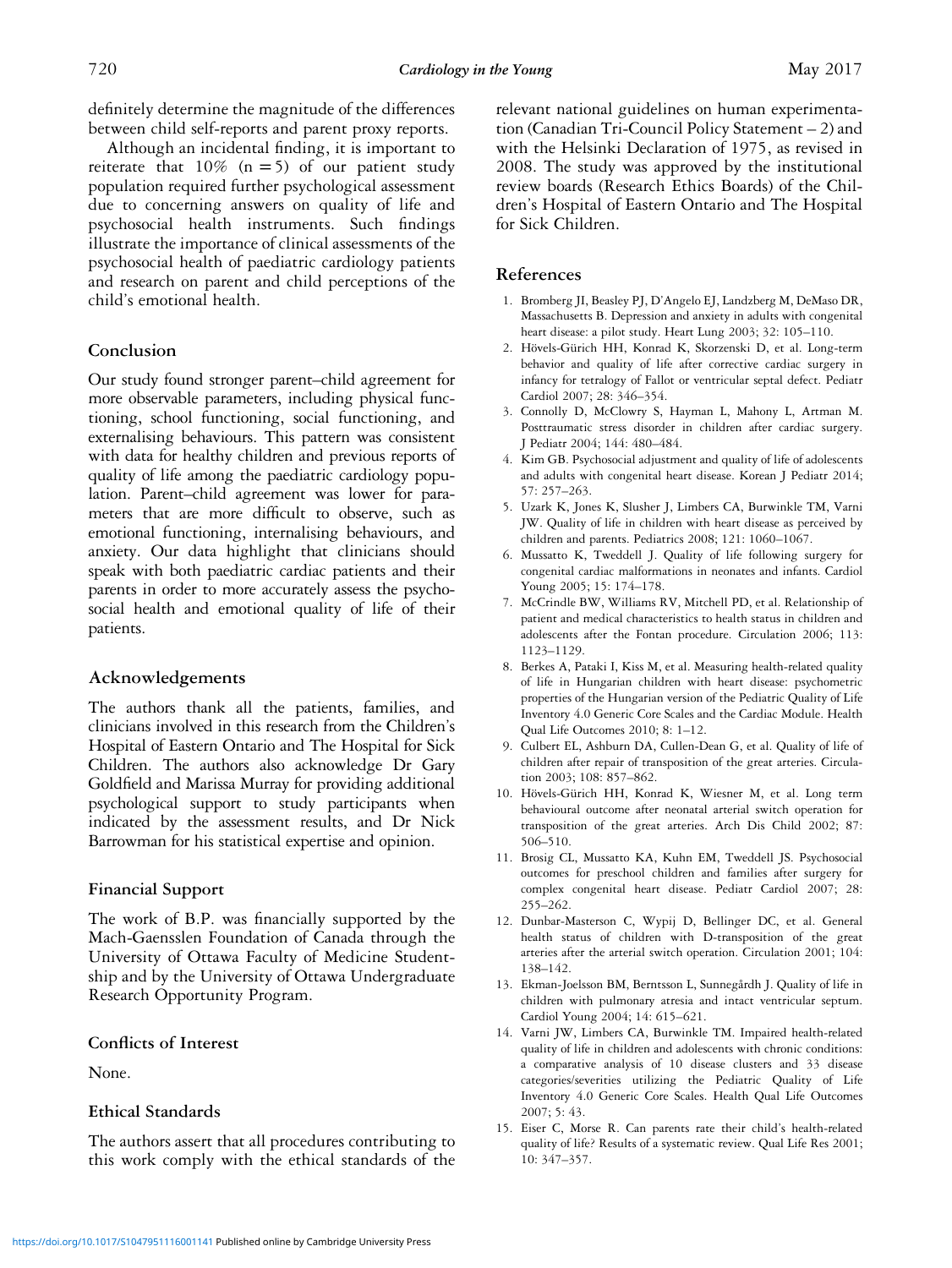definitely determine the magnitude of the differences between child self-reports and parent proxy reports.

Although an incidental finding, it is important to reiterate that 10% (n = 5) of our patient study population required further psychological assessment due to concerning answers on quality of life and psychosocial health instruments. Such findings illustrate the importance of clinical assessments of the psychosocial health of paediatric cardiology patients and research on parent and child perceptions of the child's emotional health.

## Conclusion

Our study found stronger parent–child agreement for more observable parameters, including physical functioning, school functioning, social functioning, and externalising behaviours. This pattern was consistent with data for healthy children and previous reports of quality of life among the paediatric cardiology population. Parent–child agreement was lower for parameters that are more difficult to observe, such as emotional functioning, internalising behaviours, and anxiety. Our data highlight that clinicians should speak with both paediatric cardiac patients and their parents in order to more accurately assess the psychosocial health and emotional quality of life of their patients.

## Acknowledgements

The authors thank all the patients, families, and clinicians involved in this research from the Children's Hospital of Eastern Ontario and The Hospital for Sick Children. The authors also acknowledge Dr Gary Goldfield and Marissa Murray for providing additional psychological support to study participants when indicated by the assessment results, and Dr Nick Barrowman for his statistical expertise and opinion.

## Financial Support

The work of B.P. was financially supported by the Mach-Gaensslen Foundation of Canada through the University of Ottawa Faculty of Medicine Studentship and by the University of Ottawa Undergraduate Research Opportunity Program.

## Conflicts of Interest

None.

## Ethical Standards

The authors assert that all procedures contributing to this work comply with the ethical standards of the relevant national guidelines on human experimentation (Canadian Tri-Council Policy Statement – 2) and with the Helsinki Declaration of 1975, as revised in 2008. The study was approved by the institutional review boards (Research Ethics Boards) of the Children's Hospital of Eastern Ontario and The Hospital for Sick Children.

## References

1. Bromberg JI, Beasley PJ, D'Angelo EJ, Landzberg M, DeMaso DR, Massachusetts B. Depression and anxiety in adults with congenital heart disease: a pilot study. Heart Lung 2003; 32: 105–110.
2. Hövels-Gürich HH, Konrad K, Skorzenski D, et al. Long-term behavior and quality of life after corrective cardiac surgery in infancy for tetralogy of Fallot or ventricular septal defect. Pediatr Cardiol 2007; 28: 346–354.
3. Connolly D, McClowry S, Hayman L, Mahony L, Artman M. Posttraumatic stress disorder in children after cardiac surgery. J Pediatr 2004; 144: 480–484.
4. Kim GB. Psychosocial adjustment and quality of life of adolescents and adults with congenital heart disease. Korean J Pediatr 2014; 57: 257–263.
5. Uzark K, Jones K, Slusher J, Limbers CA, Burwinkle TM, Varni JW. Quality of life in children with heart disease as perceived by children and parents. Pediatrics 2008; 121: 1060–1067.
6. Mussatto K, Tweddell J. Quality of life following surgery for congenital cardiac malformations in neonates and infants. Cardiol Young 2005; 15: 174–178.
7. McCrindle BW, Williams RV, Mitchell PD, et al. Relationship of patient and medical characteristics to health status in children and adolescents after the Fontan procedure. Circulation 2006; 113: 1123–1129.
8. Berkes A, Pataki I, Kiss M, et al. Measuring health-related quality of life in Hungarian children with heart disease: psychometric properties of the Hungarian version of the Pediatric Quality of Life Inventory 4.0 Generic Core Scales and the Cardiac Module. Health Qual Life Outcomes 2010; 8: 1–12.
9. Culbert EL, Ashburn DA, Cullen-Dean G, et al. Quality of life of children after repair of transposition of the great arteries. Circulation 2003; 108: 857–862.
10. Hövels-Gürich HH, Konrad K, Wiesner M, et al. Long term behavioural outcome after neonatal arterial switch operation for transposition of the great arteries. Arch Dis Child 2002; 87: 506–510.
11. Brosig CL, Mussatto KA, Kuhn EM, Tweddell JS. Psychosocial outcomes for preschool children and families after surgery for complex congenital heart disease. Pediatr Cardiol 2007; 28: 255–262.
12. Dunbar-Masterson C, Wypij D, Bellinger DC, et al. General health status of children with D-transposition of the great arteries after the arterial switch operation. Circulation 2001; 104: 138–142.
13. Ekman-Joelsson BM, Berntsson L, Sunnegårdh J. Quality of life in children with pulmonary atresia and intact ventricular septum. Cardiol Young 2004; 14: 615–621.
14. Varni JW, Limbers CA, Burwinkle TM. Impaired health-related quality of life in children and adolescents with chronic conditions: a comparative analysis of 10 disease clusters and 33 disease categories/severities utilizing the Pediatric Quality of Life Inventory 4.0 Generic Core Scales. Health Qual Life Outcomes 2007; 5: 43.
15. Eiser C, Morse R. Can parents rate their child's health-related quality of life? Results of a systematic review. Qual Life Res 2001; 10: 347–357.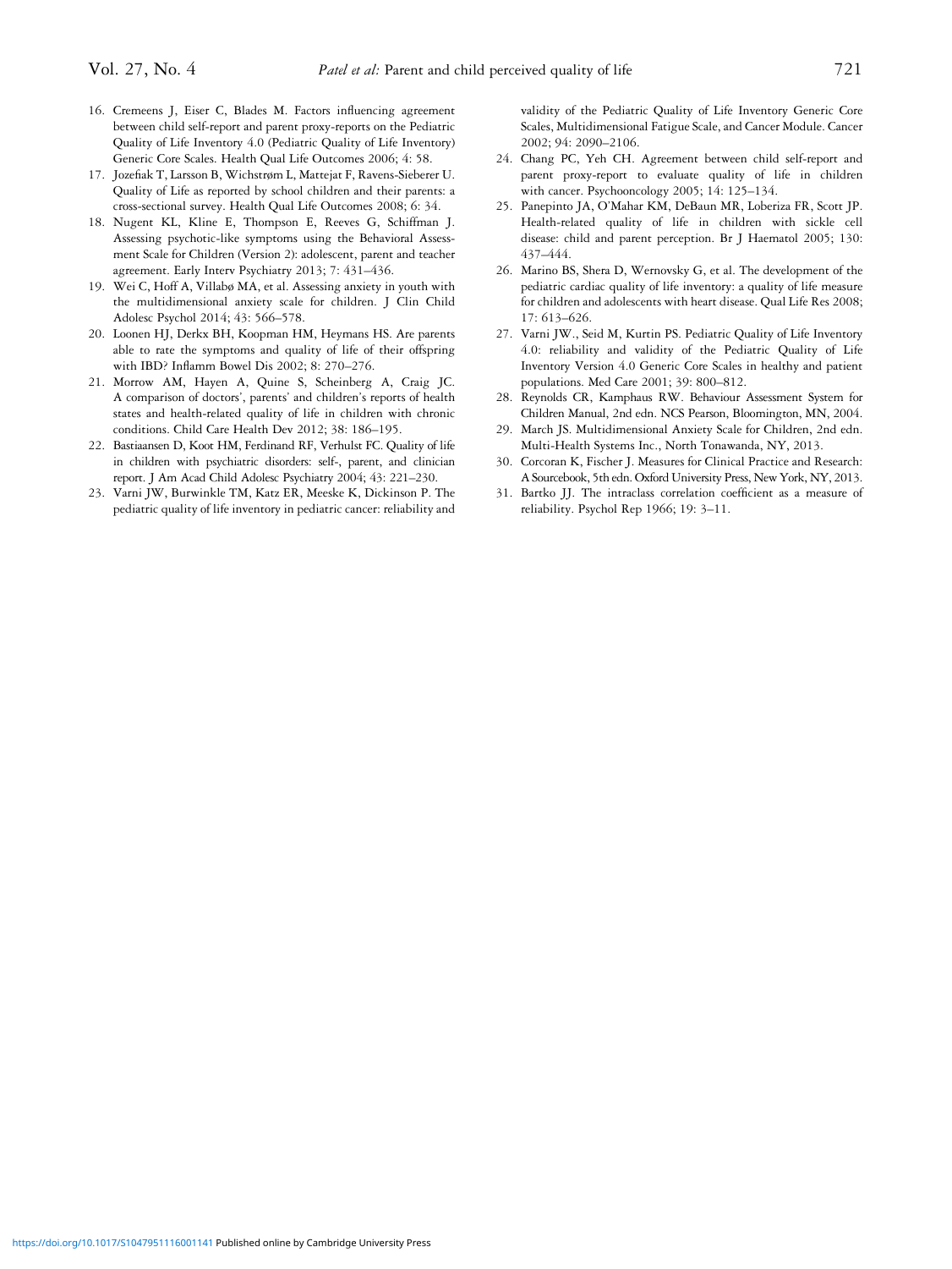16. Cremeens J, Eiser C, Blades M. Factors influencing agreement between child self-report and parent proxy-reports on the Pediatric Quality of Life Inventory 4.0 (Pediatric Quality of Life Inventory) Generic Core Scales. Health Qual Life Outcomes 2006; 4: 58.
17. Jozefiak T, Larsson B, Wichstrøm L, Mattejat F, Ravens-Sieberer U. Quality of Life as reported by school children and their parents: a cross-sectional survey. Health Qual Life Outcomes 2008; 6: 34.
18. Nugent KL, Kline E, Thompson E, Reeves G, Schiffman J. Assessing psychotic-like symptoms using the Behavioral Assessment Scale for Children (Version 2): adolescent, parent and teacher agreement. Early Interv Psychiatry 2013; 7: 431–436.
19. Wei C, Hoff A, Villabø MA, et al. Assessing anxiety in youth with the multidimensional anxiety scale for children. J Clin Child Adolesc Psychol 2014; 43: 566–578.
20. Loonen HJ, Derkx BH, Koopman HM, Heymans HS. Are parents able to rate the symptoms and quality of life of their offspring with IBD? Inflamm Bowel Dis 2002; 8: 270–276.
21. Morrow AM, Hayen A, Quine S, Scheinberg A, Craig JC. A comparison of doctors', parents' and children's reports of health states and health-related quality of life in children with chronic conditions. Child Care Health Dev 2012; 38: 186–195.
22. Bastiaansen D, Koot HM, Ferdinand RF, Verhulst FC. Quality of life in children with psychiatric disorders: self-, parent, and clinician report. J Am Acad Child Adolesc Psychiatry 2004; 43: 221–230.
23. Varni JW, Burwinkle TM, Katz ER, Meeske K, Dickinson P. The pediatric quality of life inventory in pediatric cancer: reliability and validity of the Pediatric Quality of Life Inventory Generic Core Scales, Multidimensional Fatigue Scale, and Cancer Module. Cancer 2002; 94: 2090–2106.
24. Chang PC, Yeh CH. Agreement between child self-report and parent proxy-report to evaluate quality of life in children with cancer. Psychooncology 2005; 14: 125–134.
25. Panepinto JA, O'Mahar KM, DeBaun MR, Loberiza FR, Scott JP. Health-related quality of life in children with sickle cell disease: child and parent perception. Br J Haematol 2005; 130: 437–444.
26. Marino BS, Shera D, Wernovsky G, et al. The development of the pediatric cardiac quality of life inventory: a quality of life measure for children and adolescents with heart disease. Qual Life Res 2008; 17: 613–626.
27. Varni JW., Seid M, Kurtin PS. Pediatric Quality of Life Inventory 4.0: reliability and validity of the Pediatric Quality of Life Inventory Version 4.0 Generic Core Scales in healthy and patient populations. Med Care 2001; 39: 800–812.
28. Reynolds CR, Kamphaus RW. Behaviour Assessment System for Children Manual, 2nd edn. NCS Pearson, Bloomington, MN, 2004.
29. March JS. Multidimensional Anxiety Scale for Children, 2nd edn. Multi-Health Systems Inc., North Tonawanda, NY, 2013.
30. Corcoran K, Fischer J. Measures for Clinical Practice and Research: A Sourcebook, 5th edn. Oxford University Press, New York, NY, 2013.
31. Bartko JJ. The intraclass correlation coefficient as a measure of reliability. Psychol Rep 1966; 19: 3–11.